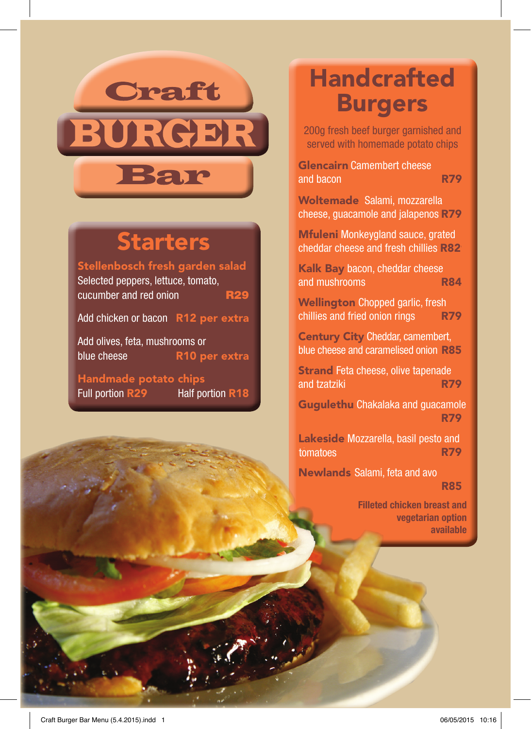# Craft BURGER Bar

## Starters

**Stellenbosch fresh garden salad**
Selected peppers, lettuce, tomato, cucumber and red onion **R29**

Add chicken or bacon **R12 per extra**

Add olives, feta, mushrooms or blue cheese **R10 per extra**

**Handmade potato chips**
Full portion **R29** Half portion **R18**

## Handcrafted Burgers

200g fresh beef burger garnished and served with homemade potato chips

**Glencairn** Camembert cheese and bacon **R79**

**Woltemade** Salami, mozzarella cheese, guacamole and jalapenos **R79**

**Mfuleni** Monkeygland sauce, grated cheddar cheese and fresh chillies **R82**

**Kalk Bay** bacon, cheddar cheese and mushrooms **R84**

**Wellington** Chopped garlic, fresh chillies and fried onion rings **R79**

**Century City** Cheddar, camembert, blue cheese and caramelised onion **R85**

**Strand** Feta cheese, olive tapenade and tzatziki **R79**

**Gugulethu** Chakalaka and guacamole **R79**

**Lakeside** Mozzarella, basil pesto and tomatoes **R79**

**Newlands** Salami, feta and avo **R85**

**Filleted chicken breast and vegetarian option available**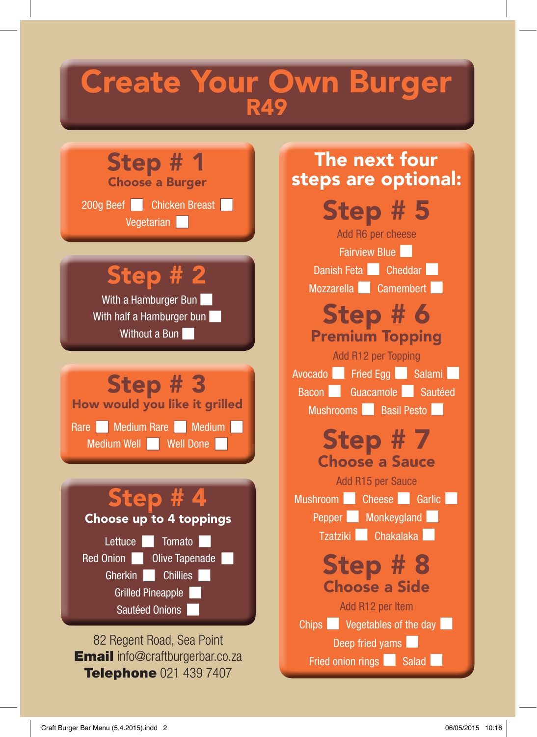# Create Your Own Burger
## R49

## Step # 1
### Choose a Burger

200g Beef ☐ Chicken Breast ☐
Vegetarian ☐

## Step # 2

With a Hamburger Bun ☐
With half a Hamburger bun ☐
Without a Bun ☐

## Step # 3
### How would you like it grilled

Rare ☐ Medium Rare ☐ Medium ☐
Medium Well ☐ Well Done ☐

## Step # 4
### Choose up to 4 toppings

Lettuce ☐ Tomato ☐
Red Onion ☐ Olive Tapenade ☐
Gherkin ☐ Chillies ☐
Grilled Pineapple ☐
Sautéed Onions ☐

82 Regent Road, Sea Point
**Email** info@craftburgerbar.co.za
**Telephone** 021 439 7407

## The next four steps are optional:

## Step # 5

Add R6 per cheese

Fairview Blue ☐
Danish Feta ☐ Cheddar ☐
Mozzarella ☐ Camembert ☐

## Step # 6
### Premium Topping

Add R12 per Topping

Avocado ☐ Fried Egg ☐ Salami ☐
Bacon ☐ Guacamole ☐ Sautéed
Mushrooms ☐ Basil Pesto ☐

## Step # 7
### Choose a Sauce

Add R15 per Sauce

Mushroom ☐ Cheese ☐ Garlic ☐
Pepper ☐ Monkeygland ☐
Tzatziki ☐ Chakalaka ☐

## Step # 8
### Choose a Side

Add R12 per Item

Chips ☐ Vegetables of the day ☐
Deep fried yams ☐
Fried onion rings ☐ Salad ☐